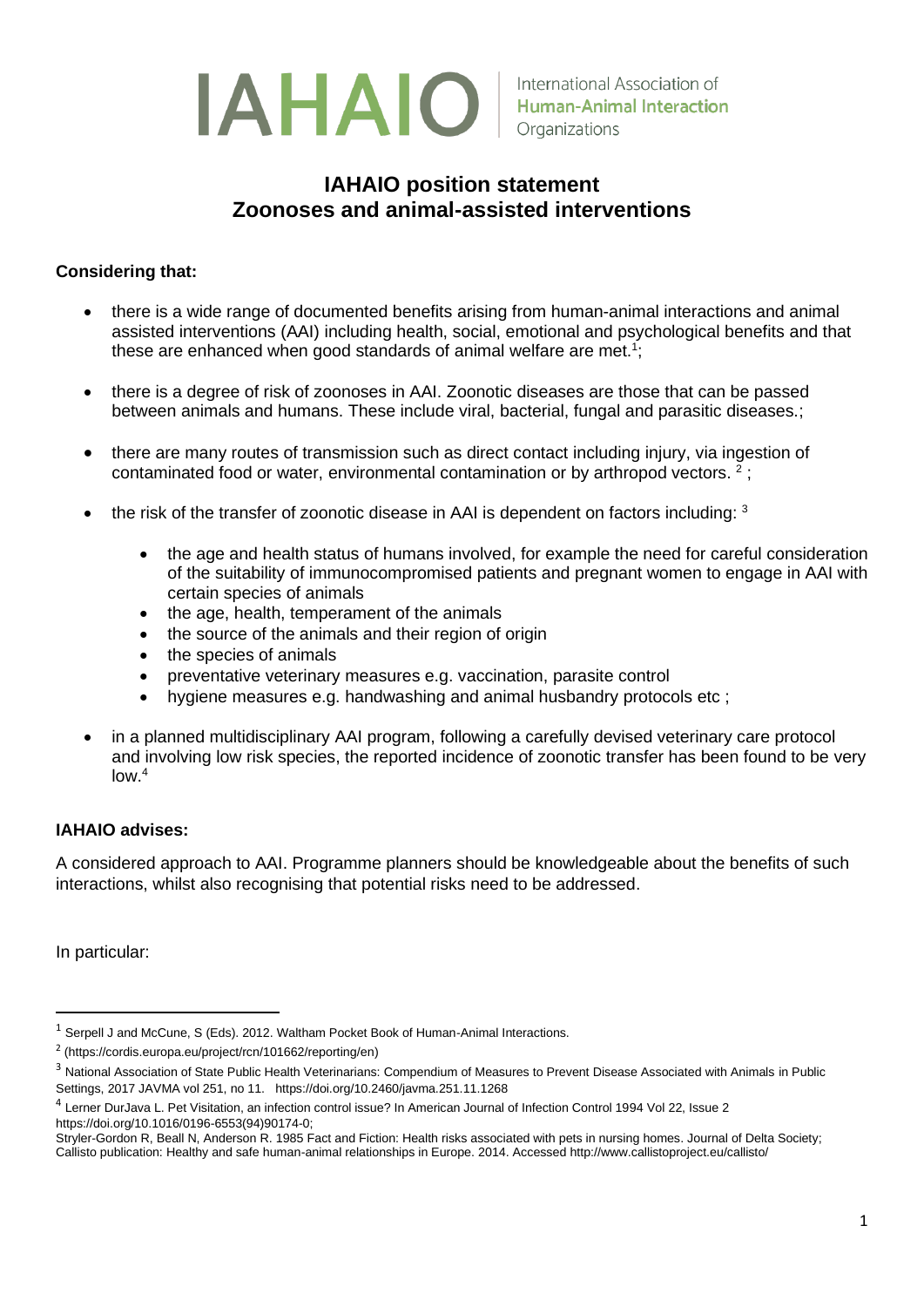IAHAIO International Association of Human-Animal Interaction Organizations

# IAHAIO position statement
# Zoonoses and animal-assisted interventions

**Considering that:**

- there is a wide range of documented benefits arising from human-animal interactions and animal assisted interventions (AAI) including health, social, emotional and psychological benefits and that these are enhanced when good standards of animal welfare are met.[1];
- there is a degree of risk of zoonoses in AAI. Zoonotic diseases are those that can be passed between animals and humans. These include viral, bacterial, fungal and parasitic diseases.;
- there are many routes of transmission such as direct contact including injury, via ingestion of contaminated food or water, environmental contamination or by arthropod vectors. [2] ;
- the risk of the transfer of zoonotic disease in AAI is dependent on factors including: [3]
  - the age and health status of humans involved, for example the need for careful consideration of the suitability of immunocompromised patients and pregnant women to engage in AAI with certain species of animals
  - the age, health, temperament of the animals
  - the source of the animals and their region of origin
  - the species of animals
  - preventative veterinary measures e.g. vaccination, parasite control
  - hygiene measures e.g. handwashing and animal husbandry protocols etc ;
- in a planned multidisciplinary AAI program, following a carefully devised veterinary care protocol and involving low risk species, the reported incidence of zoonotic transfer has been found to be very low.[4]

**IAHAIO advises:**

A considered approach to AAI. Programme planners should be knowledgeable about the benefits of such interactions, whilst also recognising that potential risks need to be addressed.

In particular:

---

[1] Serpell J and McCune, S (Eds). 2012. Waltham Pocket Book of Human-Animal Interactions.

[2] (https://cordis.europa.eu/project/rcn/101662/reporting/en)

[3] National Association of State Public Health Veterinarians: Compendium of Measures to Prevent Disease Associated with Animals in Public Settings, 2017 JAVMA vol 251, no 11. https://doi.org/10.2460/javma.251.11.1268

[4] Lerner DurJava L. Pet Visitation, an infection control issue? In American Journal of Infection Control 1994 Vol 22, Issue 2 https://doi.org/10.1016/0196-6553(94)90174-0;
Stryler-Gordon R, Beall N, Anderson R. 1985 Fact and Fiction: Health risks associated with pets in nursing homes. Journal of Delta Society; Callisto publication: Healthy and safe human-animal relationships in Europe. 2014. Accessed http://www.callistoproject.eu/callisto/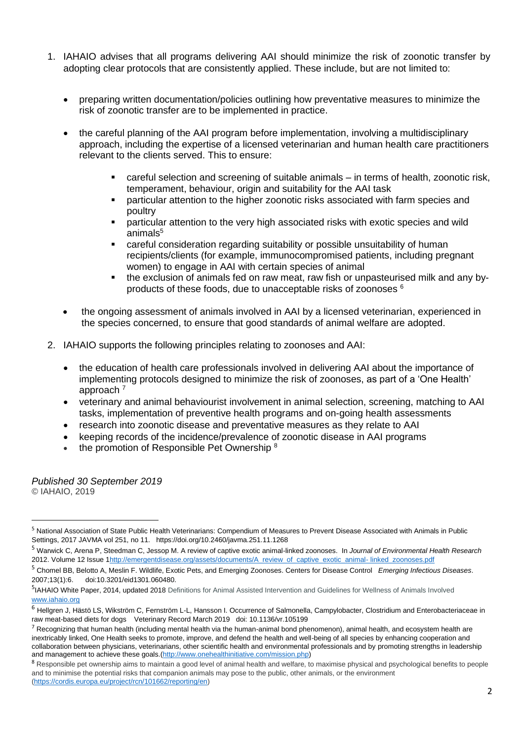1. IAHAIO advises that all programs delivering AAI should minimize the risk of zoonotic transfer by adopting clear protocols that are consistently applied. These include, but are not limited to:

   - preparing written documentation/policies outlining how preventative measures to minimize the risk of zoonotic transfer are to be implemented in practice.
   - the careful planning of the AAI program before implementation, involving a multidisciplinary approach, including the expertise of a licensed veterinarian and human health care practitioners relevant to the clients served. This to ensure:
     - careful selection and screening of suitable animals – in terms of health, zoonotic risk, temperament, behaviour, origin and suitability for the AAI task
     - particular attention to the higher zoonotic risks associated with farm species and poultry
     - particular attention to the very high associated risks with exotic species and wild animals[5]
     - careful consideration regarding suitability or possible unsuitability of human recipients/clients (for example, immunocompromised patients, including pregnant women) to engage in AAI with certain species of animal
     - the exclusion of animals fed on raw meat, raw fish or unpasteurised milk and any by-products of these foods, due to unacceptable risks of zoonoses [6]
   - the ongoing assessment of animals involved in AAI by a licensed veterinarian, experienced in the species concerned, to ensure that good standards of animal welfare are adopted.

2. IAHAIO supports the following principles relating to zoonoses and AAI:

   - the education of health care professionals involved in delivering AAI about the importance of implementing protocols designed to minimize the risk of zoonoses, as part of a 'One Health' approach [7]
   - veterinary and animal behaviourist involvement in animal selection, screening, matching to AAI tasks, implementation of preventive health programs and on-going health assessments
   - research into zoonotic disease and preventative measures as they relate to AAI
   - keeping records of the incidence/prevalence of zoonotic disease in AAI programs
   - the promotion of Responsible Pet Ownership [8]

*Published 30 September 2019*
© IAHAIO, 2019

---

[5] National Association of State Public Health Veterinarians: Compendium of Measures to Prevent Disease Associated with Animals in Public Settings, 2017 JAVMA vol 251, no 11. https://doi.org/10.2460/javma.251.11.1268

[5] Warwick C, Arena P, Steedman C, Jessop M. A review of captive exotic animal-linked zoonoses. In *Journal of Environmental Health Research* 2012. Volume 12 Issue 1http://emergentdisease.org/assets/documents/A_review_of_captive_exotic_animal-_linked_zoonoses.pdf

[5] Chomel BB, Belotto A, Meslin F. Wildlife, Exotic Pets, and Emerging Zoonoses. Centers for Disease Control *Emerging Infectious Diseases*. 2007;13(1):6. doi:10.3201/eid1301.060480.

[5] IAHAIO White Paper, 2014, updated 2018 Definitions for Animal Assisted Intervention and Guidelines for Wellness of Animals Involved www.iahaio.org

[6] Hellgren J, Hästö LS, Wikström C, Fernström L-L, Hansson I. Occurrence of Salmonella, Campylobacter, Clostridium and Enterobacteriaceae in raw meat-based diets for dogs Veterinary Record March 2019 doi: 10.1136/vr.105199

[7] Recognizing that human health (including mental health via the human-animal bond phenomenon), animal health, and ecosystem health are inextricably linked, One Health seeks to promote, improve, and defend the health and well-being of all species by enhancing cooperation and collaboration between physicians, veterinarians, other scientific health and environmental professionals and by promoting strengths in leadership and management to achieve these goals.(http://www.onehealthinitiative.com/mission.php)

[8] Responsible pet ownership aims to maintain a good level of animal health and welfare, to maximise physical and psychological benefits to people and to minimise the potential risks that companion animals may pose to the public, other animals, or the environment (https://cordis.europa.eu/project/rcn/101662/reporting/en)